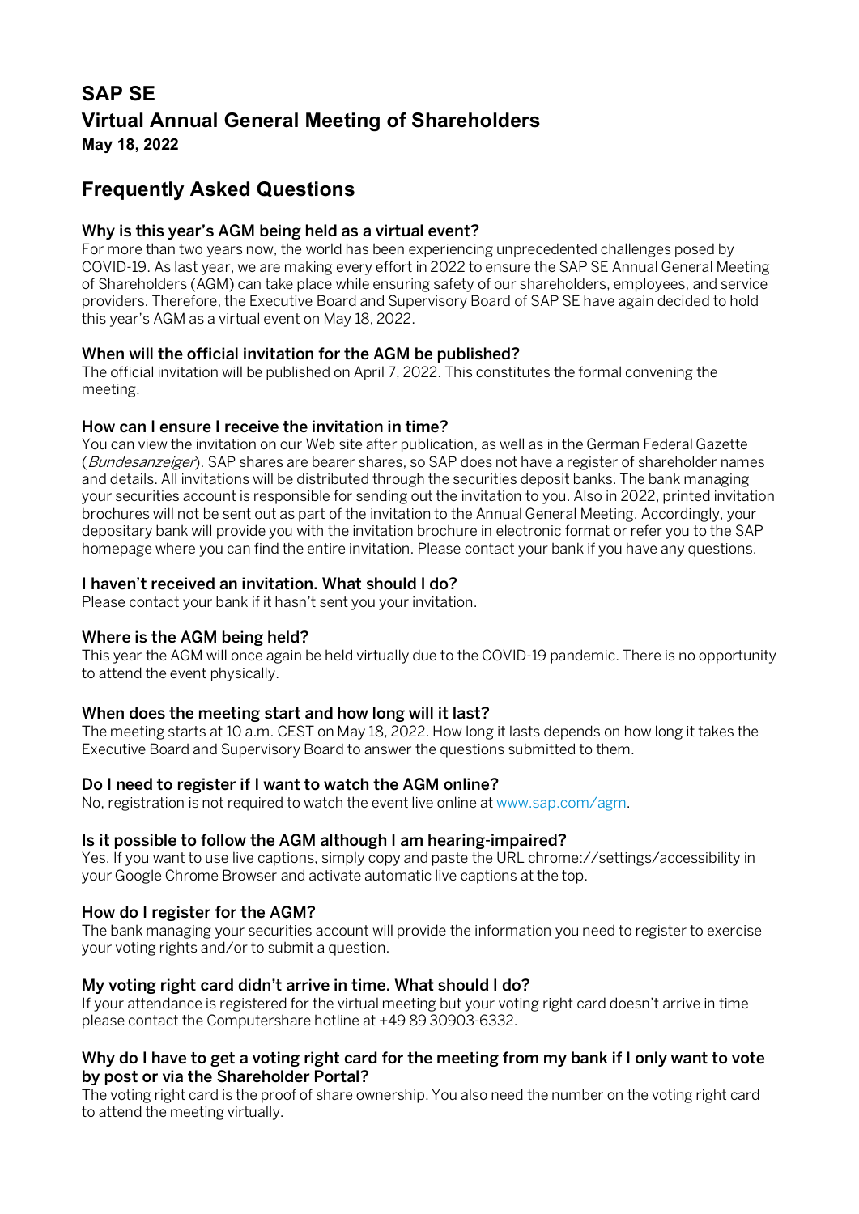# SAP SE

## Virtual Annual General Meeting of Shareholders

**May 18, 2022**

## Frequently Asked Questions

### Why is this year's AGM being held as a virtual event?

For more than two years now, the world has been experiencing unprecedented challenges posed by COVID-19. As last year, we are making every effort in 2022 to ensure the SAP SE Annual General Meeting of Shareholders (AGM) can take place while ensuring safety of our shareholders, employees, and service providers. Therefore, the Executive Board and Supervisory Board of SAP SE have again decided to hold this year's AGM as a virtual event on May 18, 2022.

### When will the official invitation for the AGM be published?

The official invitation will be published on April 7, 2022. This constitutes the formal convening the meeting.

### How can I ensure I receive the invitation in time?

You can view the invitation on our Web site after publication, as well as in the German Federal Gazette (*Bundesanzeiger*). SAP shares are bearer shares, so SAP does not have a register of shareholder names and details. All invitations will be distributed through the securities deposit banks. The bank managing your securities account is responsible for sending out the invitation to you. Also in 2022, printed invitation brochures will not be sent out as part of the invitation to the Annual General Meeting. Accordingly, your depositary bank will provide you with the invitation brochure in electronic format or refer you to the SAP homepage where you can find the entire invitation. Please contact your bank if you have any questions.

### I haven't received an invitation. What should I do?

Please contact your bank if it hasn't sent you your invitation.

### Where is the AGM being held?

This year the AGM will once again be held virtually due to the COVID-19 pandemic. There is no opportunity to attend the event physically.

### When does the meeting start and how long will it last?

The meeting starts at 10 a.m. CEST on May 18, 2022. How long it lasts depends on how long it takes the Executive Board and Supervisory Board to answer the questions submitted to them.

### Do I need to register if I want to watch the AGM online?

No, registration is not required to watch the event live online at www.sap.com/agm.

### Is it possible to follow the AGM although I am hearing-impaired?

Yes. If you want to use live captions, simply copy and paste the URL chrome://settings/accessibility in your Google Chrome Browser and activate automatic live captions at the top.

### How do I register for the AGM?

The bank managing your securities account will provide the information you need to register to exercise your voting rights and/or to submit a question.

### My voting right card didn't arrive in time. What should I do?

If your attendance is registered for the virtual meeting but your voting right card doesn't arrive in time please contact the Computershare hotline at +49 89 30903-6332.

### Why do I have to get a voting right card for the meeting from my bank if I only want to vote by post or via the Shareholder Portal?

The voting right card is the proof of share ownership. You also need the number on the voting right card to attend the meeting virtually.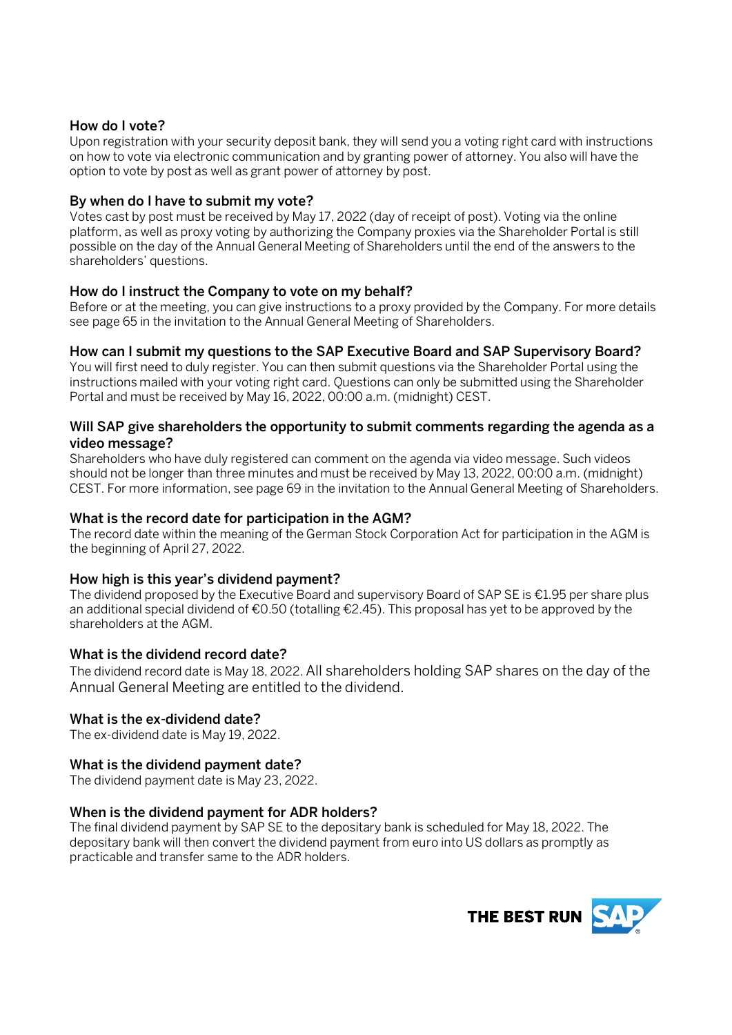### How do I vote?

Upon registration with your security deposit bank, they will send you a voting right card with instructions on how to vote via electronic communication and by granting power of attorney. You also will have the option to vote by post as well as grant power of attorney by post.

### By when do I have to submit my vote?

Votes cast by post must be received by May 17, 2022 (day of receipt of post). Voting via the online platform, as well as proxy voting by authorizing the Company proxies via the Shareholder Portal is still possible on the day of the Annual General Meeting of Shareholders until the end of the answers to the shareholders' questions.

### How do I instruct the Company to vote on my behalf?

Before or at the meeting, you can give instructions to a proxy provided by the Company. For more details see page 65 in the invitation to the Annual General Meeting of Shareholders.

### How can I submit my questions to the SAP Executive Board and SAP Supervisory Board?

You will first need to duly register. You can then submit questions via the Shareholder Portal using the instructions mailed with your voting right card. Questions can only be submitted using the Shareholder Portal and must be received by May 16, 2022, 00:00 a.m. (midnight) CEST.

### Will SAP give shareholders the opportunity to submit comments regarding the agenda as a video message?

Shareholders who have duly registered can comment on the agenda via video message. Such videos should not be longer than three minutes and must be received by May 13, 2022, 00:00 a.m. (midnight) CEST. For more information, see page 69 in the invitation to the Annual General Meeting of Shareholders.

### What is the record date for participation in the AGM?

The record date within the meaning of the German Stock Corporation Act for participation in the AGM is the beginning of April 27, 2022.

### How high is this year's dividend payment?

The dividend proposed by the Executive Board and supervisory Board of SAP SE is €1.95 per share plus an additional special dividend of €0.50 (totalling €2.45). This proposal has yet to be approved by the shareholders at the AGM.

### What is the dividend record date?

The dividend record date is May 18, 2022. All shareholders holding SAP shares on the day of the Annual General Meeting are entitled to the dividend.

### What is the ex-dividend date?

The ex-dividend date is May 19, 2022.

### What is the dividend payment date?

The dividend payment date is May 23, 2022.

### When is the dividend payment for ADR holders?

The final dividend payment by SAP SE to the depositary bank is scheduled for May 18, 2022. The depositary bank will then convert the dividend payment from euro into US dollars as promptly as practicable and transfer same to the ADR holders.

THE BEST RUN SAP